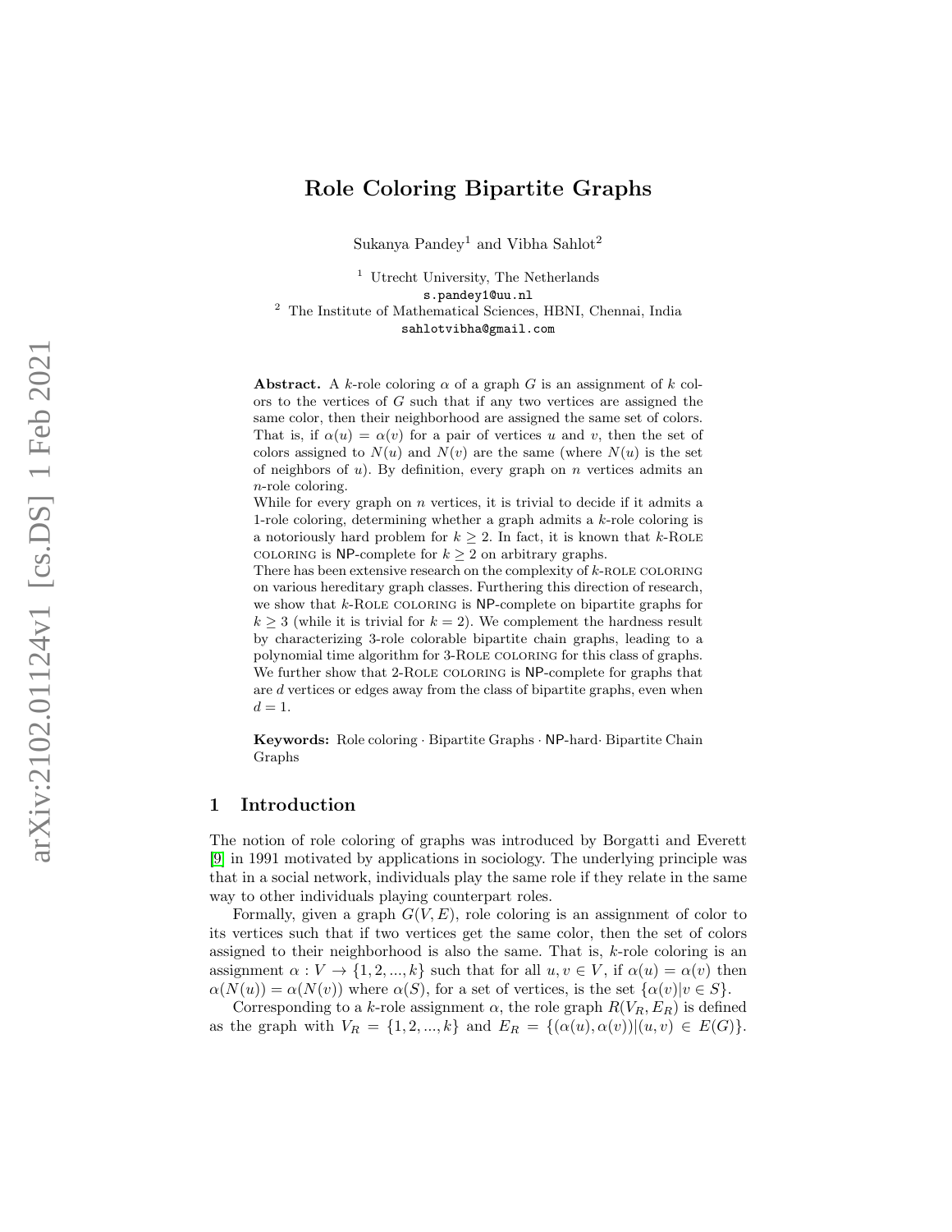# Role Coloring Bipartite Graphs

Sukanya Pandey[1] and Vibha Sahlot[2]

[1] Utrecht University, The Netherlands
s.pandey1@uu.nl
[2] The Institute of Mathematical Sciences, HBNI, Chennai, India
sahlotvibha@gmail.com

**Abstract.** A $k$-role coloring $\alpha$ of a graph $G$ is an assignment of $k$ colors to the vertices of $G$ such that if any two vertices are assigned the same color, then their neighborhood are assigned the same set of colors. That is, if $\alpha(u) = \alpha(v)$ for a pair of vertices $u$ and $v$, then the set of colors assigned to $N(u)$ and $N(v)$ are the same (where $N(u)$ is the set of neighbors of $u$). By definition, every graph on $n$ vertices admits an $n$-role coloring.

While for every graph on $n$ vertices, it is trivial to decide if it admits a 1-role coloring, determining whether a graph admits a $k$-role coloring is a notoriously hard problem for $k \geq 2$. In fact, it is known that $k$-Role coloring is NP-complete for $k \geq 2$ on arbitrary graphs.

There has been extensive research on the complexity of $k$-role coloring on various hereditary graph classes. Furthering this direction of research, we show that $k$-Role coloring is NP-complete on bipartite graphs for $k \geq 3$ (while it is trivial for $k = 2$). We complement the hardness result by characterizing 3-role colorable bipartite chain graphs, leading to a polynomial time algorithm for 3-Role coloring for this class of graphs. We further show that 2-Role coloring is NP-complete for graphs that are $d$ vertices or edges away from the class of bipartite graphs, even when $d = 1$.

**Keywords:** Role coloring · Bipartite Graphs · NP-hard· Bipartite Chain Graphs

## 1 Introduction

The notion of role coloring of graphs was introduced by Borgatti and Everett [9] in 1991 motivated by applications in sociology. The underlying principle was that in a social network, individuals play the same role if they relate in the same way to other individuals playing counterpart roles.

Formally, given a graph $G(V, E)$, role coloring is an assignment of color to its vertices such that if two vertices get the same color, then the set of colors assigned to their neighborhood is also the same. That is, $k$-role coloring is an assignment $\alpha : V \to \{1, 2, ..., k\}$ such that for all $u, v \in V$, if $\alpha(u) = \alpha(v)$ then $\alpha(N(u)) = \alpha(N(v))$ where $\alpha(S)$, for a set of vertices, is the set $\{\alpha(v) | v \in S\}$.

Corresponding to a $k$-role assignment $\alpha$, the role graph $R(V_R, E_R)$ is defined as the graph with $V_R = \{1, 2, ..., k\}$ and $E_R = \{(\alpha(u), \alpha(v)) | (u, v) \in E(G)\}$.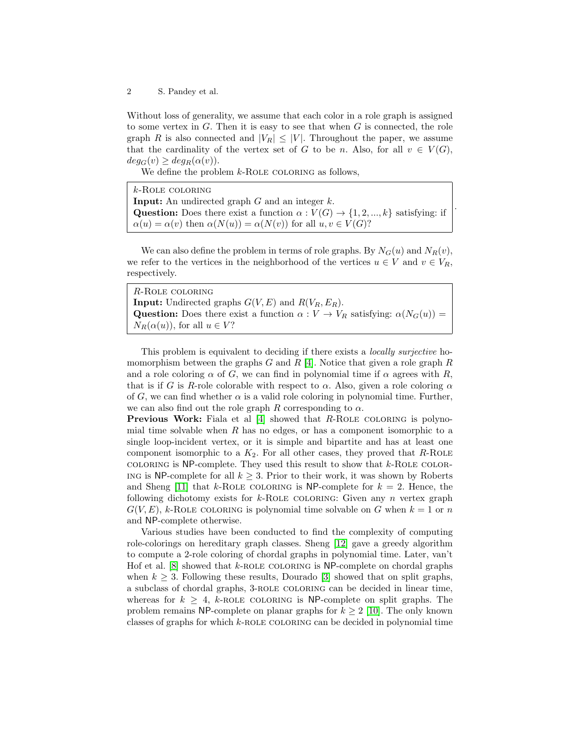Without loss of generality, we assume that each color in a role graph is assigned to some vertex in $G$. Then it is easy to see that when $G$ is connected, the role graph $R$ is also connected and $|V_R| \leq |V|$. Throughout the paper, we assume that the cardinality of the vertex set of $G$ to be $n$. Also, for all $v \in V(G)$, $deg_G(v) \geq deg_R(\alpha(v))$.

We define the problem $k$-Role coloring as follows,

> $k$-Role coloring
> **Input:** An undirected graph $G$ and an integer $k$.
> **Question:** Does there exist a function $\alpha : V(G) \rightarrow \{1, 2, ..., k\}$ satisfying: if $\alpha(u) = \alpha(v)$ then $\alpha(N(u)) = \alpha(N(v))$ for all $u, v \in V(G)$?

We can also define the problem in terms of role graphs. By $N_G(u)$ and $N_R(v)$, we refer to the vertices in the neighborhood of the vertices $u \in V$ and $v \in V_R$, respectively.

> $R$-Role coloring
> **Input:** Undirected graphs $G(V, E)$ and $R(V_R, E_R)$.
> **Question:** Does there exist a function $\alpha : V \rightarrow V_R$ satisfying: $\alpha(N_G(u)) = N_R(\alpha(u))$, for all $u \in V$?

This problem is equivalent to deciding if there exists a *locally surjective* homomorphism between the graphs $G$ and $R$ [4]. Notice that given a role graph $R$ and a role coloring $\alpha$ of $G$, we can find in polynomial time if $\alpha$ agrees with $R$, that is if $G$ is $R$-role colorable with respect to $\alpha$. Also, given a role coloring $\alpha$ of $G$, we can find whether $\alpha$ is a valid role coloring in polynomial time. Further, we can also find out the role graph $R$ corresponding to $\alpha$.

**Previous Work:** Fiala et al [4] showed that $R$-Role coloring is polynomial time solvable when $R$ has no edges, or has a component isomorphic to a single loop-incident vertex, or it is simple and bipartite and has at least one component isomorphic to a $K_2$. For all other cases, they proved that $R$-Role coloring is NP-complete. They used this result to show that $k$-Role coloring is NP-complete for all $k \geq 3$. Prior to their work, it was shown by Roberts and Sheng [11] that $k$-Role coloring is NP-complete for $k = 2$. Hence, the following dichotomy exists for $k$-Role coloring: Given any $n$ vertex graph $G(V, E)$, $k$-Role coloring is polynomial time solvable on $G$ when $k = 1$ or $n$ and NP-complete otherwise.

Various studies have been conducted to find the complexity of computing role-colorings on hereditary graph classes. Sheng [12] gave a greedy algorithm to compute a 2-role coloring of chordal graphs in polynomial time. Later, van't Hof et al. [8] showed that $k$-role coloring is NP-complete on chordal graphs when $k \geq 3$. Following these results, Dourado [3] showed that on split graphs, a subclass of chordal graphs, 3-role coloring can be decided in linear time, whereas for $k \geq 4$, $k$-role coloring is NP-complete on split graphs. The problem remains NP-complete on planar graphs for $k \geq 2$ [10]. The only known classes of graphs for which $k$-role coloring can be decided in polynomial time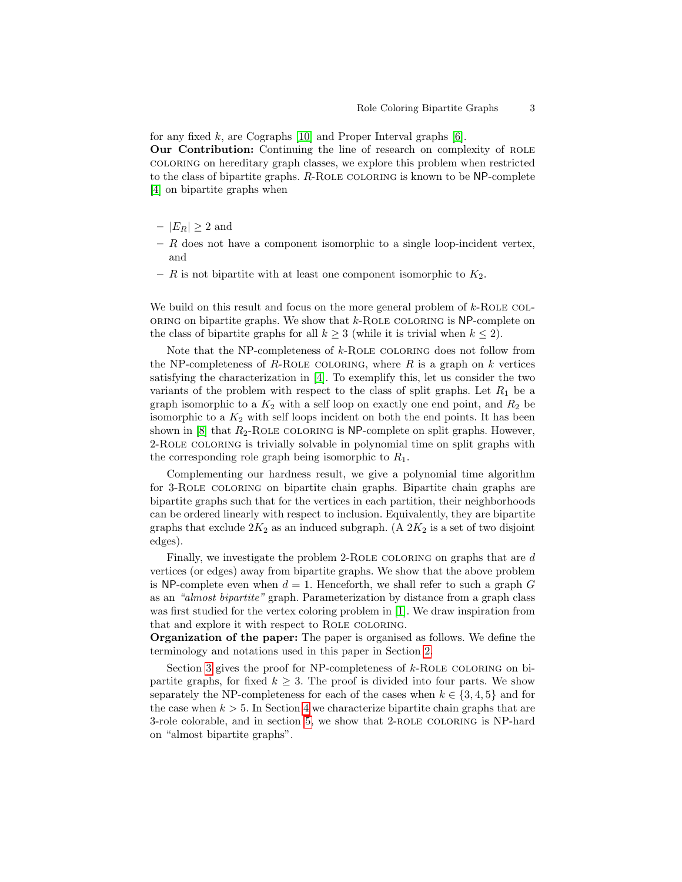for any fixed $k$, are Cographs [10] and Proper Interval graphs [6].

**Our Contribution:** Continuing the line of research on complexity of ROLE COLORING on hereditary graph classes, we explore this problem when restricted to the class of bipartite graphs. $R$-ROLE COLORING is known to be NP-complete [4] on bipartite graphs when

- $|E_R| \geq 2$ and
- $R$ does not have a component isomorphic to a single loop-incident vertex, and
- $R$ is not bipartite with at least one component isomorphic to $K_2$.

We build on this result and focus on the more general problem of $k$-ROLE COLORING on bipartite graphs. We show that $k$-ROLE COLORING is NP-complete on the class of bipartite graphs for all $k \geq 3$ (while it is trivial when $k \leq 2$).

Note that the NP-completeness of $k$-ROLE COLORING does not follow from the NP-completeness of $R$-ROLE COLORING, where $R$ is a graph on $k$ vertices satisfying the characterization in [4]. To exemplify this, let us consider the two variants of the problem with respect to the class of split graphs. Let $R_1$ be a graph isomorphic to a $K_2$ with a self loop on exactly one end point, and $R_2$ be isomorphic to a $K_2$ with self loops incident on both the end points. It has been shown in [8] that $R_2$-ROLE COLORING is NP-complete on split graphs. However, 2-ROLE COLORING is trivially solvable in polynomial time on split graphs with the corresponding role graph being isomorphic to $R_1$.

Complementing our hardness result, we give a polynomial time algorithm for 3-ROLE COLORING on bipartite chain graphs. Bipartite chain graphs are bipartite graphs such that for the vertices in each partition, their neighborhoods can be ordered linearly with respect to inclusion. Equivalently, they are bipartite graphs that exclude $2K_2$ as an induced subgraph. (A $2K_2$ is a set of two disjoint edges).

Finally, we investigate the problem 2-ROLE COLORING on graphs that are $d$ vertices (or edges) away from bipartite graphs. We show that the above problem is NP-complete even when $d = 1$. Henceforth, we shall refer to such a graph $G$ as an *"almost bipartite"* graph. Parameterization by distance from a graph class was first studied for the vertex coloring problem in [1]. We draw inspiration from that and explore it with respect to ROLE COLORING.

**Organization of the paper:** The paper is organised as follows. We define the terminology and notations used in this paper in Section 2.

Section 3 gives the proof for NP-completeness of $k$-ROLE COLORING on bipartite graphs, for fixed $k \geq 3$. The proof is divided into four parts. We show separately the NP-completeness for each of the cases when $k \in \{3, 4, 5\}$ and for the case when $k > 5$. In Section 4 we characterize bipartite chain graphs that are 3-role colorable, and in section 5, we show that 2-ROLE COLORING is NP-hard on "almost bipartite graphs".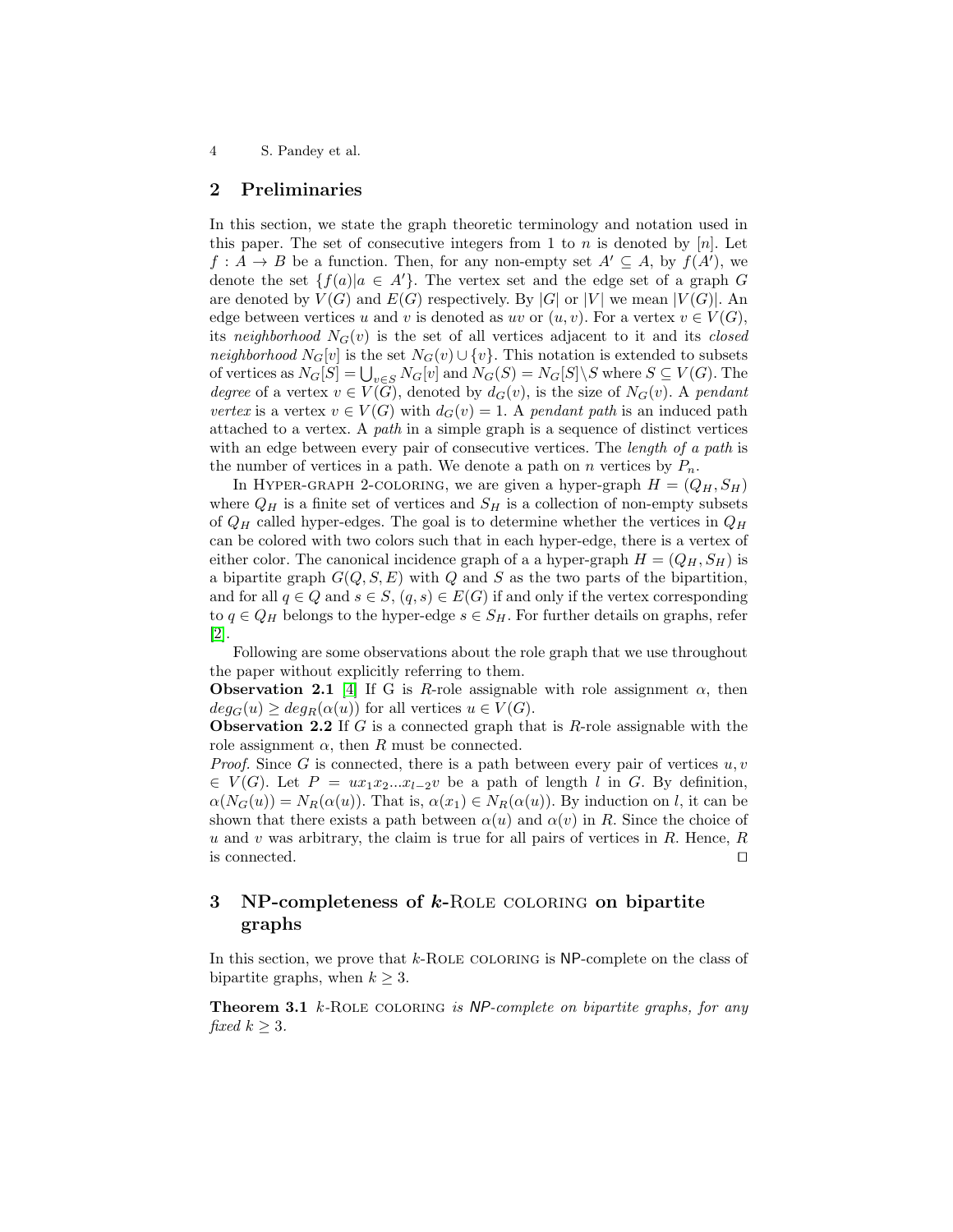## 2 Preliminaries

In this section, we state the graph theoretic terminology and notation used in this paper. The set of consecutive integers from 1 to $n$ is denoted by $[n]$. Let $f : A \to B$ be a function. Then, for any non-empty set $A' \subseteq A$, by $f(A')$, we denote the set $\{f(a)|a \in A'\}$. The vertex set and the edge set of a graph $G$ are denoted by $V(G)$ and $E(G)$ respectively. By $|G|$ or $|V|$ we mean $|V(G)|$. An edge between vertices $u$ and $v$ is denoted as $uv$ or $(u, v)$. For a vertex $v \in V(G)$, its *neighborhood* $N_G(v)$ is the set of all vertices adjacent to it and its *closed neighborhood* $N_G[v]$ is the set $N_G(v) \cup \{v\}$. This notation is extended to subsets of vertices as $N_G[S] = \bigcup_{v \in S} N_G[v]$ and $N_G(S) = N_G[S] \setminus S$ where $S \subseteq V(G)$. The *degree* of a vertex $v \in V(G)$, denoted by $d_G(v)$, is the size of $N_G(v)$. A *pendant vertex* is a vertex $v \in V(G)$ with $d_G(v) = 1$. A *pendant path* is an induced path attached to a vertex. A *path* in a simple graph is a sequence of distinct vertices with an edge between every pair of consecutive vertices. The *length of a path* is the number of vertices in a path. We denote a path on $n$ vertices by $P_n$.

In Hyper-graph 2-coloring, we are given a hyper-graph $H = (Q_H, S_H)$ where $Q_H$ is a finite set of vertices and $S_H$ is a collection of non-empty subsets of $Q_H$ called hyper-edges. The goal is to determine whether the vertices in $Q_H$ can be colored with two colors such that in each hyper-edge, there is a vertex of either color. The canonical incidence graph of a a hyper-graph $H = (Q_H, S_H)$ is a bipartite graph $G(Q, S, E)$ with $Q$ and $S$ as the two parts of the bipartition, and for all $q \in Q$ and $s \in S$, $(q, s) \in E(G)$ if and only if the vertex corresponding to $q \in Q_H$ belongs to the hyper-edge $s \in S_H$. For further details on graphs, refer [2].

Following are some observations about the role graph that we use throughout the paper without explicitly referring to them.

**Observation 2.1** [4] If G is $R$-role assignable with role assignment $\alpha$, then $deg_G(u) \geq deg_R(\alpha(u))$ for all vertices $u \in V(G)$.

**Observation 2.2** If $G$ is a connected graph that is $R$-role assignable with the role assignment $\alpha$, then $R$ must be connected.

*Proof.* Since $G$ is connected, there is a path between every pair of vertices $u, v \in V(G)$. Let $P = ux_1x_2...x_{l-2}v$ be a path of length $l$ in $G$. By definition, $\alpha(N_G(u)) = N_R(\alpha(u))$. That is, $\alpha(x_1) \in N_R(\alpha(u))$. By induction on $l$, it can be shown that there exists a path between $\alpha(u)$ and $\alpha(v)$ in $R$. Since the choice of $u$ and $v$ was arbitrary, the claim is true for all pairs of vertices in $R$. Hence, $R$ is connected. ◻

## 3 NP-completeness of $k$-Role coloring on bipartite graphs

In this section, we prove that $k$-Role coloring is NP-complete on the class of bipartite graphs, when $k \geq 3$.

**Theorem 3.1** *$k$-Role coloring is NP-complete on bipartite graphs, for any fixed $k \geq 3$.*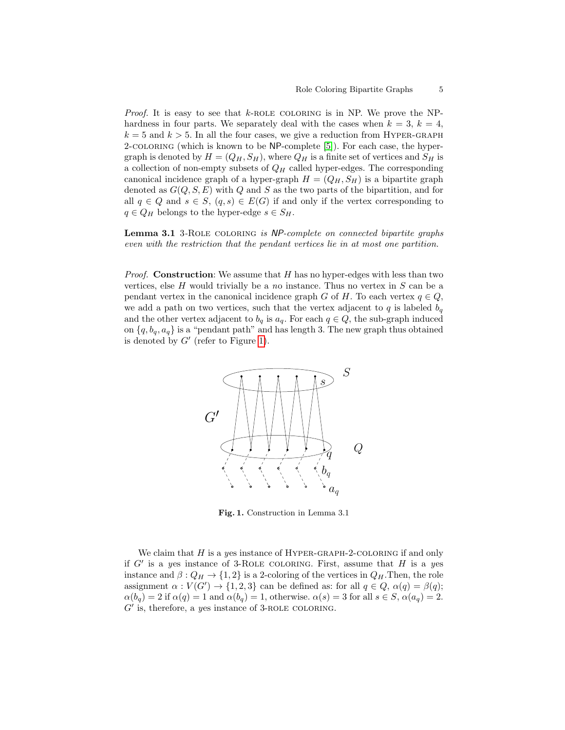*Proof.* It is easy to see that $k$-ROLE COLORING is in NP. We prove the NP-hardness in four parts. We separately deal with the cases when $k = 3$, $k = 4$, $k = 5$ and $k > 5$. In all the four cases, we give a reduction from HYPER-GRAPH 2-COLORING (which is known to be NP-complete [5]). For each case, the hypergraph is denoted by $H = (Q_H, S_H)$, where $Q_H$ is a finite set of vertices and $S_H$ is a collection of non-empty subsets of $Q_H$ called hyper-edges. The corresponding canonical incidence graph of a hyper-graph $H = (Q_H, S_H)$ is a bipartite graph denoted as $G(Q, S, E)$ with $Q$ and $S$ as the two parts of the bipartition, and for all $q \in Q$ and $s \in S$, $(q, s) \in E(G)$ if and only if the vertex corresponding to $q \in Q_H$ belongs to the hyper-edge $s \in S_H$.

**Lemma 3.1** 3-ROLE COLORING *is NP-complete on connected bipartite graphs even with the restriction that the pendant vertices lie in at most one partition.*

*Proof.* **Construction**: We assume that $H$ has no hyper-edges with less than two vertices, else $H$ would trivially be a *no* instance. Thus no vertex in $S$ can be a pendant vertex in the canonical incidence graph $G$ of $H$. To each vertex $q \in Q$, we add a path on two vertices, such that the vertex adjacent to $q$ is labeled $b_q$ and the other vertex adjacent to $b_q$ is $a_q$. For each $q \in Q$, the sub-graph induced on $\{q, b_q, a_q\}$ is a "pendant path" and has length 3. The new graph thus obtained is denoted by $G'$ (refer to Figure 1).

**Fig. 1.** Construction in Lemma 3.1

We claim that $H$ is a *yes* instance of HYPER-GRAPH-2-COLORING if and only if $G'$ is a *yes* instance of 3-ROLE COLORING. First, assume that $H$ is a *yes* instance and $\beta : Q_H \to \{1, 2\}$ is a 2-coloring of the vertices in $Q_H$.Then, the role assignment $\alpha : V(G') \to \{1, 2, 3\}$ can be defined as: for all $q \in Q$, $\alpha(q) = \beta(q)$; $\alpha(b_q) = 2$ if $\alpha(q) = 1$ and $\alpha(b_q) = 1$, otherwise. $\alpha(s) = 3$ for all $s \in S$, $\alpha(a_q) = 2$. $G'$ is, therefore, a *yes* instance of 3-ROLE COLORING.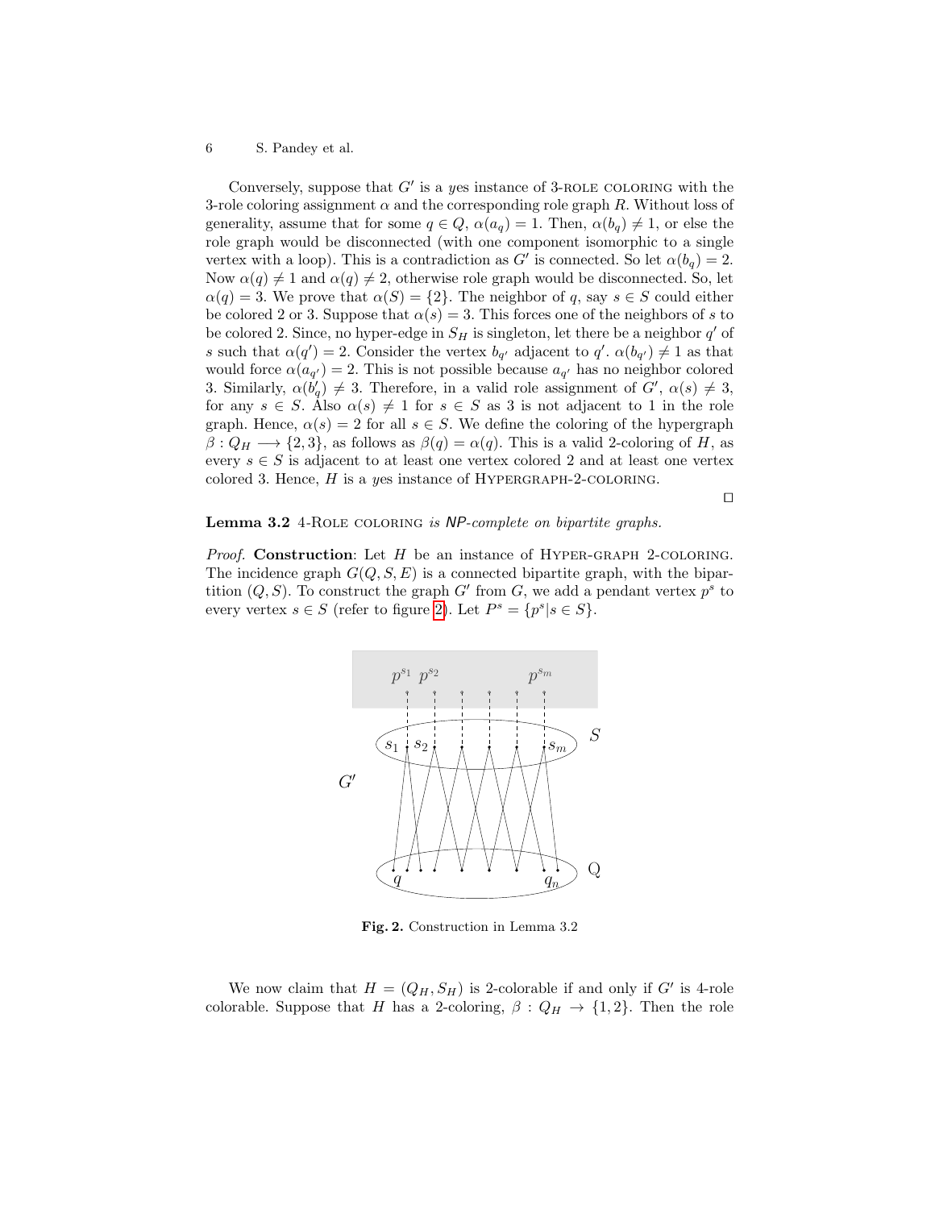Conversely, suppose that $G'$ is a *yes* instance of 3-ROLE COLORING with the 3-role coloring assignment $\alpha$ and the corresponding role graph $R$. Without loss of generality, assume that for some $q \in Q$, $\alpha(a_q) = 1$. Then, $\alpha(b_q) \neq 1$, or else the role graph would be disconnected (with one component isomorphic to a single vertex with a loop). This is a contradiction as $G'$ is connected. So let $\alpha(b_q) = 2$. Now $\alpha(q) \neq 1$ and $\alpha(q) \neq 2$, otherwise role graph would be disconnected. So, let $\alpha(q) = 3$. We prove that $\alpha(S) = \{2\}$. The neighbor of $q$, say $s \in S$ could either be colored 2 or 3. Suppose that $\alpha(s) = 3$. This forces one of the neighbors of $s$ to be colored 2. Since, no hyper-edge in $S_H$ is singleton, let there be a neighbor $q'$ of $s$ such that $\alpha(q') = 2$. Consider the vertex $b_{q'}$ adjacent to $q'$. $\alpha(b_{q'}) \neq 1$ as that would force $\alpha(a_{q'}) = 2$. This is not possible because $a_{q'}$ has no neighbor colored 3. Similarly, $\alpha(b'_q) \neq 3$. Therefore, in a valid role assignment of $G'$, $\alpha(s) \neq 3$, for any $s \in S$. Also $\alpha(s) \neq 1$ for $s \in S$ as 3 is not adjacent to 1 in the role graph. Hence, $\alpha(s) = 2$ for all $s \in S$. We define the coloring of the hypergraph $\beta : Q_H \longrightarrow \{2, 3\}$, as follows as $\beta(q) = \alpha(q)$. This is a valid 2-coloring of $H$, as every $s \in S$ is adjacent to at least one vertex colored 2 and at least one vertex colored 3. Hence, $H$ is a *yes* instance of HYPERGRAPH-2-COLORING.

□

**Lemma 3.2** 4-ROLE COLORING *is NP-complete on bipartite graphs.*

*Proof.* **Construction**: Let $H$ be an instance of HYPER-GRAPH 2-COLORING. The incidence graph $G(Q, S, E)$ is a connected bipartite graph, with the bipartition $(Q, S)$. To construct the graph $G'$ from $G$, we add a pendant vertex $p^s$ to every vertex $s \in S$ (refer to figure 2). Let $P^s = \{p^s | s \in S\}$.

**Fig. 2.** Construction in Lemma 3.2

We now claim that $H = (Q_H, S_H)$ is 2-colorable if and only if $G'$ is 4-role colorable. Suppose that $H$ has a 2-coloring, $\beta : Q_H \to \{1, 2\}$. Then the role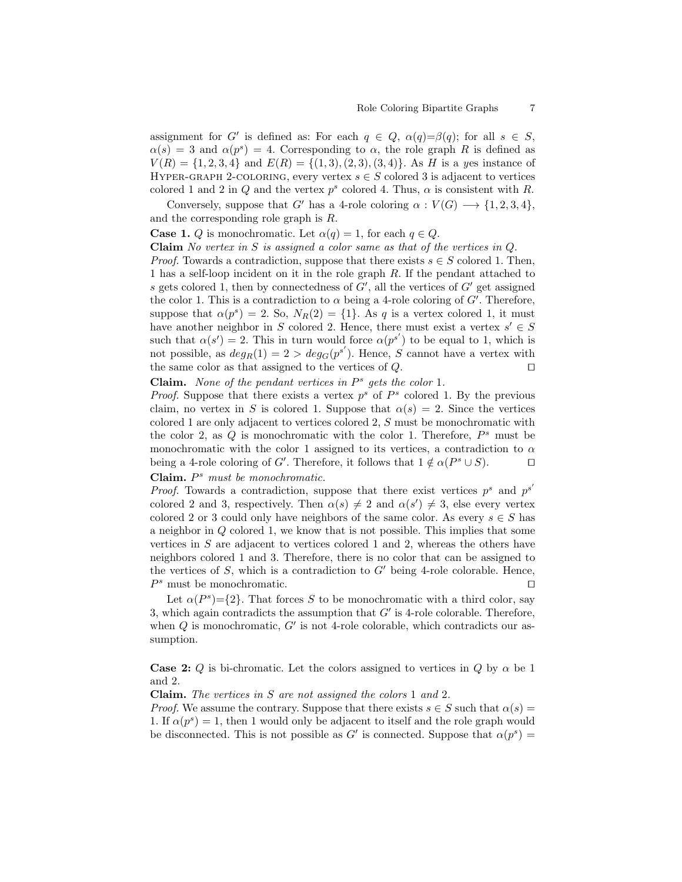assignment for $G'$ is defined as: For each $q \in Q$, $\alpha(q)$=$\beta(q)$; for all $s \in S$, $\alpha(s) = 3$ and $\alpha(p^s) = 4$. Corresponding to $\alpha$, the role graph $R$ is defined as $V(R) = \{1, 2, 3, 4\}$ and $E(R) = \{(1, 3), (2, 3), (3, 4)\}$. As $H$ is a *y*es instance of Hyper-graph 2-coloring, every vertex $s \in S$ colored 3 is adjacent to vertices colored 1 and 2 in $Q$ and the vertex $p^s$ colored 4. Thus, $\alpha$ is consistent with $R$.

Conversely, suppose that $G'$ has a 4-role coloring $\alpha : V(G) \longrightarrow \{1, 2, 3, 4\}$, and the corresponding role graph is $R$.

**Case 1.** $Q$ is monochromatic. Let $\alpha(q) = 1$, for each $q \in Q$.

**Claim** *No vertex in $S$ is assigned a color same as that of the vertices in $Q$.*

*Proof.* Towards a contradiction, suppose that there exists $s \in S$ colored 1. Then, 1 has a self-loop incident on it in the role graph $R$. If the pendant attached to $s$ gets colored 1, then by connectedness of $G'$, all the vertices of $G'$ get assigned the color 1. This is a contradiction to $\alpha$ being a 4-role coloring of $G'$. Therefore, suppose that $\alpha(p^s) = 2$. So, $N_R(2) = \{1\}$. As $q$ is a vertex colored 1, it must have another neighbor in $S$ colored 2. Hence, there must exist a vertex $s' \in S$ such that $\alpha(s') = 2$. This in turn would force $\alpha(p^{s'})$ to be equal to 1, which is not possible, as $deg_R(1) = 2 > deg_G(p^{s'})$. Hence, $S$ cannot have a vertex with the same color as that assigned to the vertices of $Q$. ◻

**Claim.** *None of the pendant vertices in $P^s$ gets the color 1.*

*Proof.* Suppose that there exists a vertex $p^s$ of $P^s$ colored 1. By the previous claim, no vertex in $S$ is colored 1. Suppose that $\alpha(s) = 2$. Since the vertices colored 1 are only adjacent to vertices colored 2, $S$ must be monochromatic with the color 2, as $Q$ is monochromatic with the color 1. Therefore, $P^s$ must be monochromatic with the color 1 assigned to its vertices, a contradiction to $\alpha$ being a 4-role coloring of $G'$. Therefore, it follows that $1 \notin \alpha(P^s \cup S)$. ◻

**Claim.** *$P^s$ must be monochromatic.*

*Proof.* Towards a contradiction, suppose that there exist vertices $p^s$ and $p^{s'}$ colored 2 and 3, respectively. Then $\alpha(s) \neq 2$ and $\alpha(s') \neq 3$, else every vertex colored 2 or 3 could only have neighbors of the same color. As every $s \in S$ has a neighbor in $Q$ colored 1, we know that is not possible. This implies that some vertices in $S$ are adjacent to vertices colored 1 and 2, whereas the others have neighbors colored 1 and 3. Therefore, there is no color that can be assigned to the vertices of $S$, which is a contradiction to $G'$ being 4-role colorable. Hence, $P^s$ must be monochromatic. ◻

Let $\alpha(P^s)$=$\{2\}$. That forces $S$ to be monochromatic with a third color, say 3, which again contradicts the assumption that $G'$ is 4-role colorable. Therefore, when $Q$ is monochromatic, $G'$ is not 4-role colorable, which contradicts our assumption.

**Case 2:** $Q$ is bi-chromatic. Let the colors assigned to vertices in $Q$ by $\alpha$ be 1 and 2.

**Claim.** *The vertices in $S$ are not assigned the colors* 1 *and* 2*.*

*Proof.* We assume the contrary. Suppose that there exists $s \in S$ such that $\alpha(s) = 1$. If $\alpha(p^s) = 1$, then 1 would only be adjacent to itself and the role graph would be disconnected. This is not possible as $G'$ is connected. Suppose that $\alpha(p^s) =$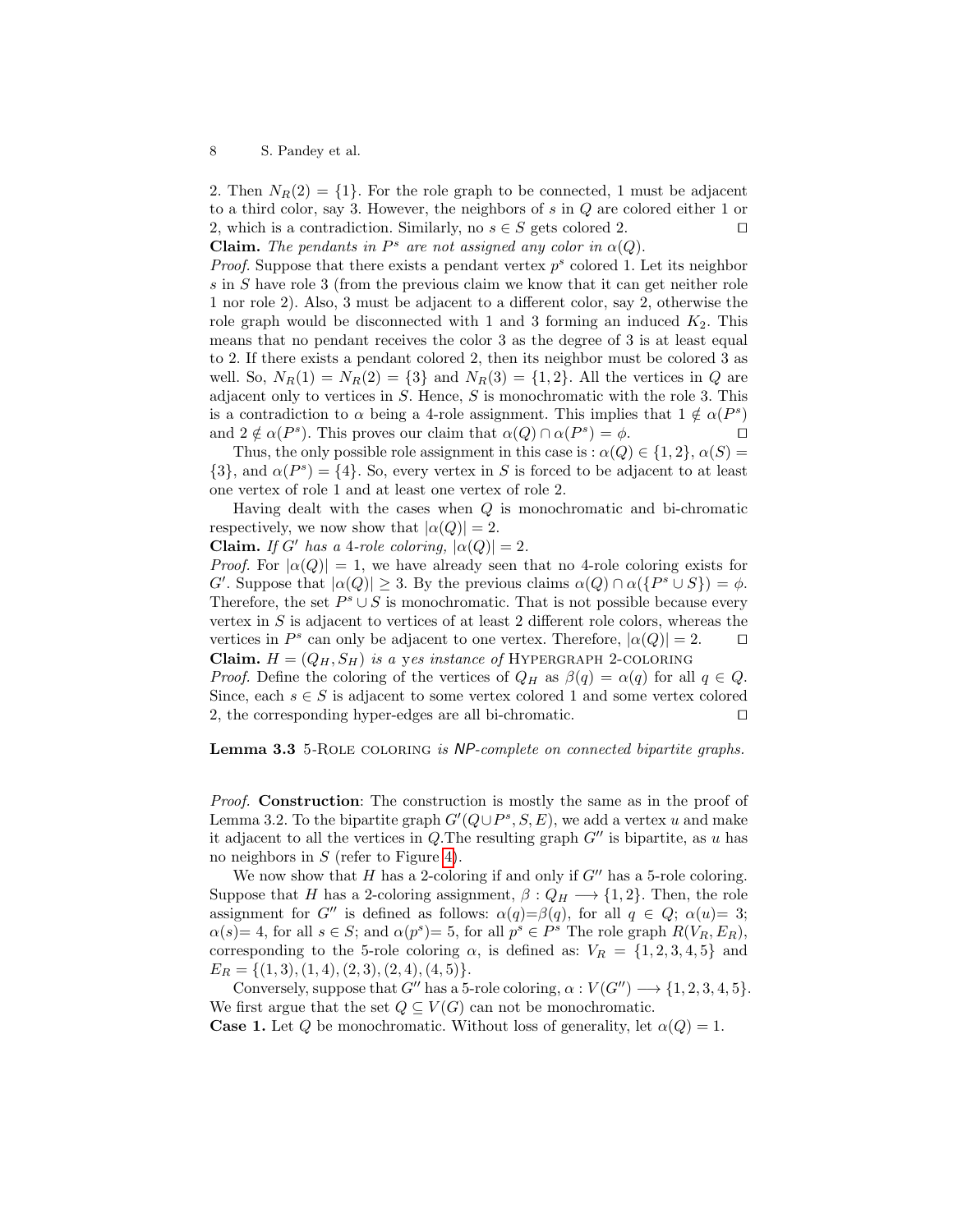2. Then $N_R(2) = \{1\}$. For the role graph to be connected, 1 must be adjacent to a third color, say 3. However, the neighbors of $s$ in $Q$ are colored either 1 or 2, which is a contradiction. Similarly, no $s \in S$ gets colored 2. ◻

**Claim.** *The pendants in $P^s$ are not assigned any color in $\alpha(Q)$.*

*Proof.* Suppose that there exists a pendant vertex $p^s$ colored 1. Let its neighbor $s$ in $S$ have role 3 (from the previous claim we know that it can get neither role 1 nor role 2). Also, 3 must be adjacent to a different color, say 2, otherwise the role graph would be disconnected with 1 and 3 forming an induced $K_2$. This means that no pendant receives the color 3 as the degree of 3 is at least equal to 2. If there exists a pendant colored 2, then its neighbor must be colored 3 as well. So, $N_R(1) = N_R(2) = \{3\}$ and $N_R(3) = \{1, 2\}$. All the vertices in $Q$ are adjacent only to vertices in $S$. Hence, $S$ is monochromatic with the role 3. This is a contradiction to $\alpha$ being a 4-role assignment. This implies that $1 \notin \alpha(P^s)$ and $2 \notin \alpha(P^s)$. This proves our claim that $\alpha(Q) \cap \alpha(P^s) = \phi$. ◻

Thus, the only possible role assignment in this case is : $\alpha(Q) \in \{1, 2\}$, $\alpha(S) = \{3\}$, and $\alpha(P^s) = \{4\}$. So, every vertex in $S$ is forced to be adjacent to at least one vertex of role 1 and at least one vertex of role 2.

Having dealt with the cases when $Q$ is monochromatic and bi-chromatic respectively, we now show that $|\alpha(Q)| = 2$.

**Claim.** *If $G'$ has a 4-role coloring, $|\alpha(Q)| = 2$.*

*Proof.* For $|\alpha(Q)| = 1$, we have already seen that no 4-role coloring exists for $G'$. Suppose that $|\alpha(Q)| \geq 3$. By the previous claims $\alpha(Q) \cap \alpha(\{P^s \cup S\}) = \phi$. Therefore, the set $P^s \cup S$ is monochromatic. That is not possible because every vertex in $S$ is adjacent to vertices of at least 2 different role colors, whereas the vertices in $P^s$ can only be adjacent to one vertex. Therefore, $|\alpha(Q)| = 2$. ◻

**Claim.** *$H = (Q_H, S_H)$ is a yes instance of* Hypergraph 2-coloring

*Proof.* Define the coloring of the vertices of $Q_H$ as $\beta(q) = \alpha(q)$ for all $q \in Q$. Since, each $s \in S$ is adjacent to some vertex colored 1 and some vertex colored 2, the corresponding hyper-edges are all bi-chromatic. ◻

**Lemma 3.3** 5-Role coloring *is NP-complete on connected bipartite graphs.*

*Proof.* **Construction**: The construction is mostly the same as in the proof of Lemma 3.2. To the bipartite graph $G'(Q \cup P^s, S, E)$, we add a vertex $u$ and make it adjacent to all the vertices in $Q$.The resulting graph $G''$ is bipartite, as $u$ has no neighbors in $S$ (refer to Figure 4).

We now show that $H$ has a 2-coloring if and only if $G''$ has a 5-role coloring. Suppose that $H$ has a 2-coloring assignment, $\beta : Q_H \longrightarrow \{1, 2\}$. Then, the role assignment for $G''$ is defined as follows: $\alpha(q)=\beta(q)$, for all $q \in Q$; $\alpha(u)= 3$; $\alpha(s)= 4$, for all $s \in S$; and $\alpha(p^s)= 5$, for all $p^s \in P^s$ The role graph $R(V_R, E_R)$, corresponding to the 5-role coloring $\alpha$, is defined as: $V_R = \{1, 2, 3, 4, 5\}$ and $E_R = \{(1, 3), (1, 4), (2, 3), (2, 4), (4, 5)\}$.

Conversely, suppose that $G''$ has a 5-role coloring, $\alpha : V(G'') \longrightarrow \{1, 2, 3, 4, 5\}$. We first argue that the set $Q \subseteq V(G)$ can not be monochromatic.

**Case 1.** Let $Q$ be monochromatic. Without loss of generality, let $\alpha(Q) = 1$.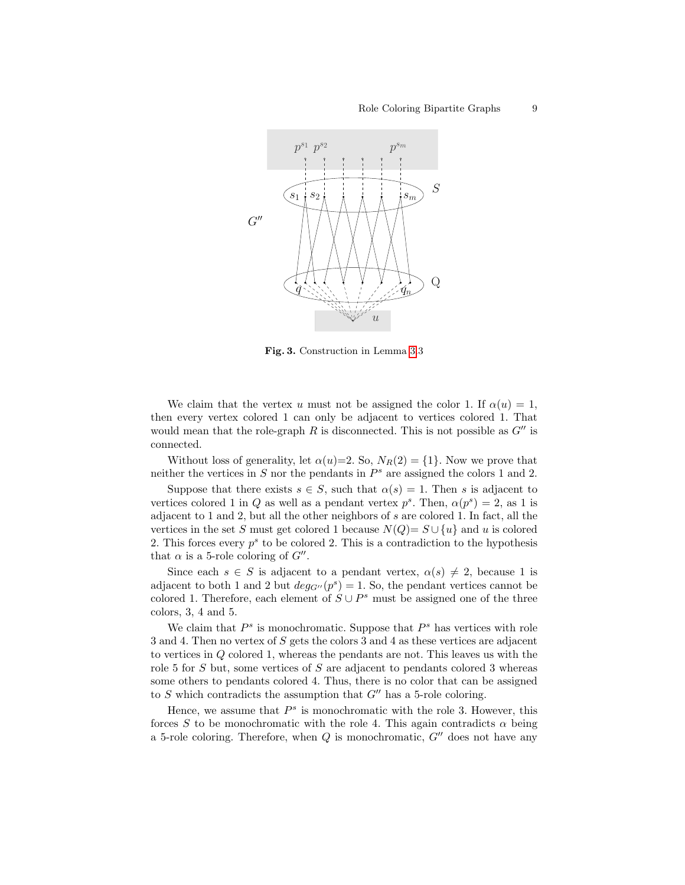**Fig. 3.** Construction in Lemma 3.3

We claim that the vertex $u$ must not be assigned the color 1. If $\alpha(u) = 1$, then every vertex colored 1 can only be adjacent to vertices colored 1. That would mean that the role-graph $R$ is disconnected. This is not possible as $G''$ is connected.

Without loss of generality, let $\alpha(u)$=2. So, $N_R(2) = \{1\}$. Now we prove that neither the vertices in $S$ nor the pendants in $P^s$ are assigned the colors 1 and 2.

Suppose that there exists $s \in S$, such that $\alpha(s) = 1$. Then $s$ is adjacent to vertices colored 1 in $Q$ as well as a pendant vertex $p^s$. Then, $\alpha(p^s) = 2$, as 1 is adjacent to 1 and 2, but all the other neighbors of $s$ are colored 1. In fact, all the vertices in the set $S$ must get colored 1 because $N(Q)= S \cup \{u\}$ and $u$ is colored 2. This forces every $p^s$ to be colored 2. This is a contradiction to the hypothesis that $\alpha$ is a 5-role coloring of $G''$.

Since each $s \in S$ is adjacent to a pendant vertex, $\alpha(s) \neq 2$, because 1 is adjacent to both 1 and 2 but $deg_{G''}(p^s) = 1$. So, the pendant vertices cannot be colored 1. Therefore, each element of $S \cup P^s$ must be assigned one of the three colors, 3, 4 and 5.

We claim that $P^s$ is monochromatic. Suppose that $P^s$ has vertices with role 3 and 4. Then no vertex of $S$ gets the colors 3 and 4 as these vertices are adjacent to vertices in $Q$ colored 1, whereas the pendants are not. This leaves us with the role 5 for $S$ but, some vertices of $S$ are adjacent to pendants colored 3 whereas some others to pendants colored 4. Thus, there is no color that can be assigned to $S$ which contradicts the assumption that $G''$ has a 5-role coloring.

Hence, we assume that $P^s$ is monochromatic with the role 3. However, this forces $S$ to be monochromatic with the role 4. This again contradicts $\alpha$ being a 5-role coloring. Therefore, when $Q$ is monochromatic, $G''$ does not have any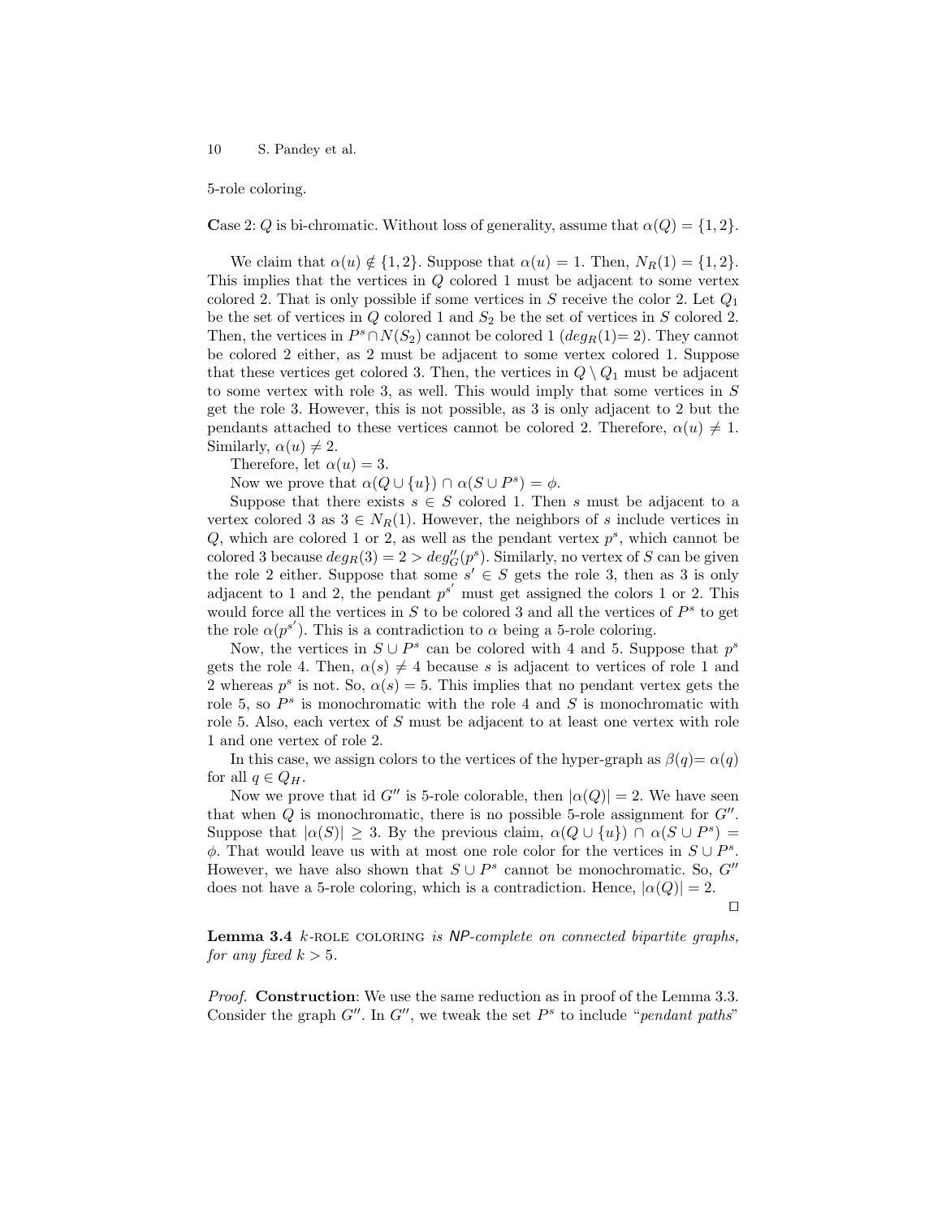5-role coloring.

**C**ase 2: $Q$ is bi-chromatic. Without loss of generality, assume that $\alpha(Q) = \{1, 2\}$.

We claim that $\alpha(u) \notin \{1, 2\}$. Suppose that $\alpha(u) = 1$. Then, $N_R(1) = \{1, 2\}$. This implies that the vertices in $Q$ colored 1 must be adjacent to some vertex colored 2. That is only possible if some vertices in $S$ receive the color 2. Let $Q_1$ be the set of vertices in $Q$ colored 1 and $S_2$ be the set of vertices in $S$ colored 2. Then, the vertices in $P^s \cap N(S_2)$ cannot be colored 1 ($deg_R(1)$= 2). They cannot be colored 2 either, as 2 must be adjacent to some vertex colored 1. Suppose that these vertices get colored 3. Then, the vertices in $Q \setminus Q_1$ must be adjacent to some vertex with role 3, as well. This would imply that some vertices in $S$ get the role 3. However, this is not possible, as 3 is only adjacent to 2 but the pendants attached to these vertices cannot be colored 2. Therefore, $\alpha(u) \neq 1$. Similarly, $\alpha(u) \neq 2$.

Therefore, let $\alpha(u) = 3$.

Now we prove that $\alpha(Q \cup \{u\}) \cap \alpha(S \cup P^s) = \phi$.

Suppose that there exists $s \in S$ colored 1. Then $s$ must be adjacent to a vertex colored 3 as $3 \in N_R(1)$. However, the neighbors of $s$ include vertices in $Q$, which are colored 1 or 2, as well as the pendant vertex $p^s$, which cannot be colored 3 because $deg_R(3) = 2 > deg''_G(p^s)$. Similarly, no vertex of $S$ can be given the role 2 either. Suppose that some $s' \in S$ gets the role 3, then as 3 is only adjacent to 1 and 2, the pendant $p^{s'}$ must get assigned the colors 1 or 2. This would force all the vertices in $S$ to be colored 3 and all the vertices of $P^s$ to get the role $\alpha(p^{s'})$. This is a contradiction to $\alpha$ being a 5-role coloring.

Now, the vertices in $S \cup P^s$ can be colored with 4 and 5. Suppose that $p^s$ gets the role 4. Then, $\alpha(s) \neq 4$ because $s$ is adjacent to vertices of role 1 and 2 whereas $p^s$ is not. So, $\alpha(s) = 5$. This implies that no pendant vertex gets the role 5, so $P^s$ is monochromatic with the role 4 and $S$ is monochromatic with role 5. Also, each vertex of $S$ must be adjacent to at least one vertex with role 1 and one vertex of role 2.

In this case, we assign colors to the vertices of the hyper-graph as $\beta(q)$= $\alpha(q)$ for all $q \in Q_H$.

Now we prove that id $G''$ is 5-role colorable, then $|\alpha(Q)| = 2$. We have seen that when $Q$ is monochromatic, there is no possible 5-role assignment for $G''$. Suppose that $|\alpha(S)| \geq 3$. By the previous claim, $\alpha(Q \cup \{u\}) \cap \alpha(S \cup P^s) = \phi$. That would leave us with at most one role color for the vertices in $S \cup P^s$. However, we have also shown that $S \cup P^s$ cannot be monochromatic. So, $G''$ does not have a 5-role coloring, which is a contradiction. Hence, $|\alpha(Q)| = 2$.

$\square$

**Lemma 3.4** $k$-ROLE COLORING *is NP-complete on connected bipartite graphs, for any fixed* $k > 5$.

*Proof.* **Construction**: We use the same reduction as in proof of the Lemma 3.3. Consider the graph $G''$. In $G''$, we tweak the set $P^s$ to include "*pendant paths*"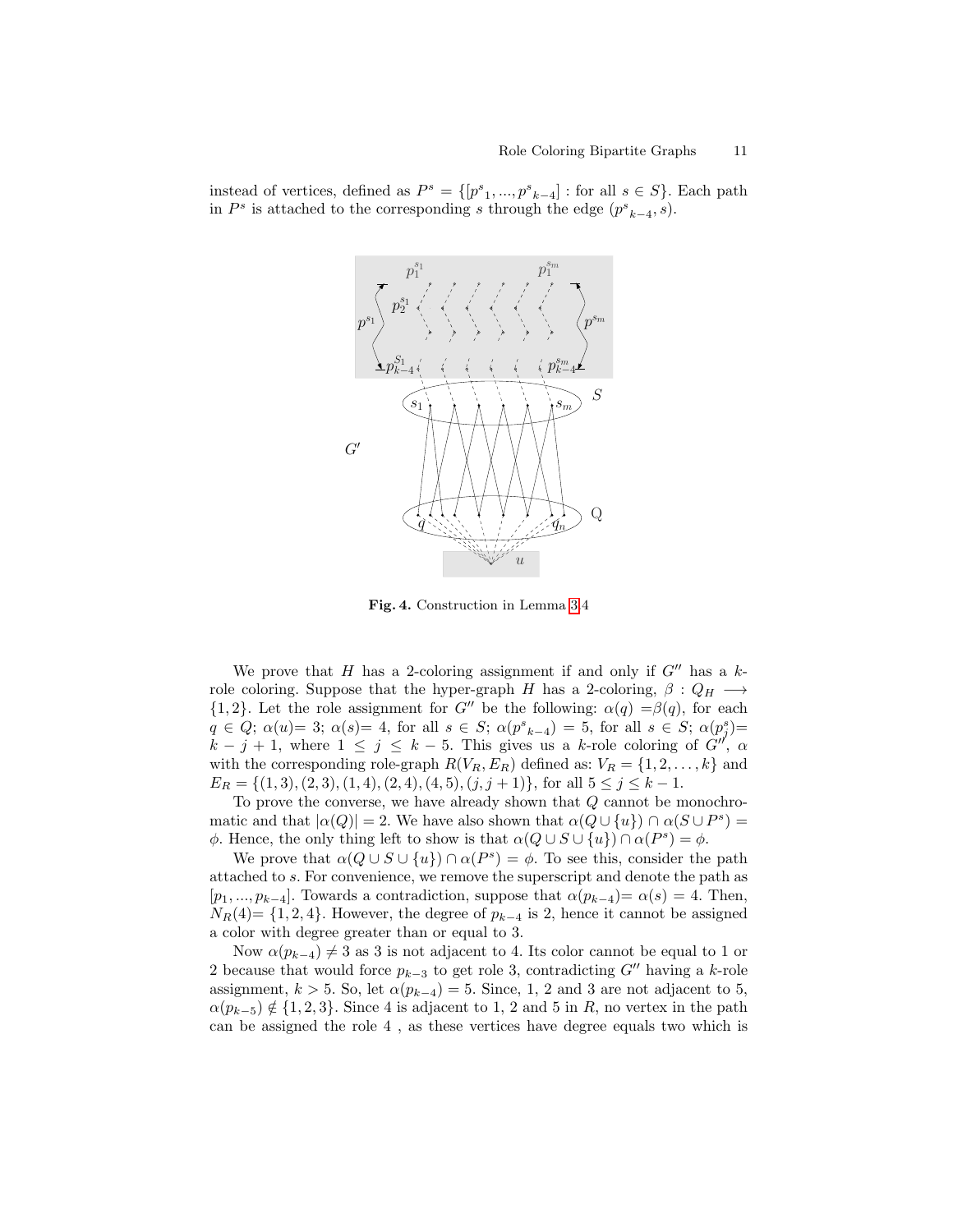instead of vertices, defined as $P^s = \{[p^s{}_1, ..., p^s{}_{k-4}] : \text{for all } s \in S\}$. Each path in $P^s$ is attached to the corresponding $s$ through the edge $(p^s{}_{k-4}, s)$.

**Fig. 4.** Construction in Lemma 3.4

We prove that $H$ has a 2-coloring assignment if and only if $G''$ has a $k$-role coloring. Suppose that the hyper-graph $H$ has a 2-coloring, $\beta : Q_H \longrightarrow \{1, 2\}$. Let the role assignment for $G''$ be the following: $\alpha(q) = \beta(q)$, for each $q \in Q$; $\alpha(u) = 3$; $\alpha(s) = 4$, for all $s \in S$; $\alpha(p^s{}_{k-4}) = 5$, for all $s \in S$; $\alpha(p^s_j) = k - j + 1$, where $1 \leq j \leq k - 5$. This gives us a $k$-role coloring of $G''$, $\alpha$ with the corresponding role-graph $R(V_R, E_R)$ defined as: $V_R = \{1, 2, \ldots, k\}$ and $E_R = \{(1, 3), (2, 3), (1, 4), (2, 4), (4, 5), (j, j + 1)\}$, for all $5 \leq j \leq k - 1$.

To prove the converse, we have already shown that $Q$ cannot be monochromatic and that $|\alpha(Q)| = 2$. We have also shown that $\alpha(Q \cup \{u\}) \cap \alpha(S \cup P^s) = \phi$. Hence, the only thing left to show is that $\alpha(Q \cup S \cup \{u\}) \cap \alpha(P^s) = \phi$.

We prove that $\alpha(Q \cup S \cup \{u\}) \cap \alpha(P^s) = \phi$. To see this, consider the path attached to $s$. For convenience, we remove the superscript and denote the path as $[p_1, ..., p_{k-4}]$. Towards a contradiction, suppose that $\alpha(p_{k-4}) = \alpha(s) = 4$. Then, $N_R(4) = \{1, 2, 4\}$. However, the degree of $p_{k-4}$ is 2, hence it cannot be assigned a color with degree greater than or equal to 3.

Now $\alpha(p_{k-4}) \neq 3$ as 3 is not adjacent to 4. Its color cannot be equal to 1 or 2 because that would force $p_{k-3}$ to get role 3, contradicting $G''$ having a $k$-role assignment, $k > 5$. So, let $\alpha(p_{k-4}) = 5$. Since, 1, 2 and 3 are not adjacent to 5, $\alpha(p_{k-5}) \notin \{1, 2, 3\}$. Since 4 is adjacent to 1, 2 and 5 in $R$, no vertex in the path can be assigned the role 4 , as these vertices have degree equals two which is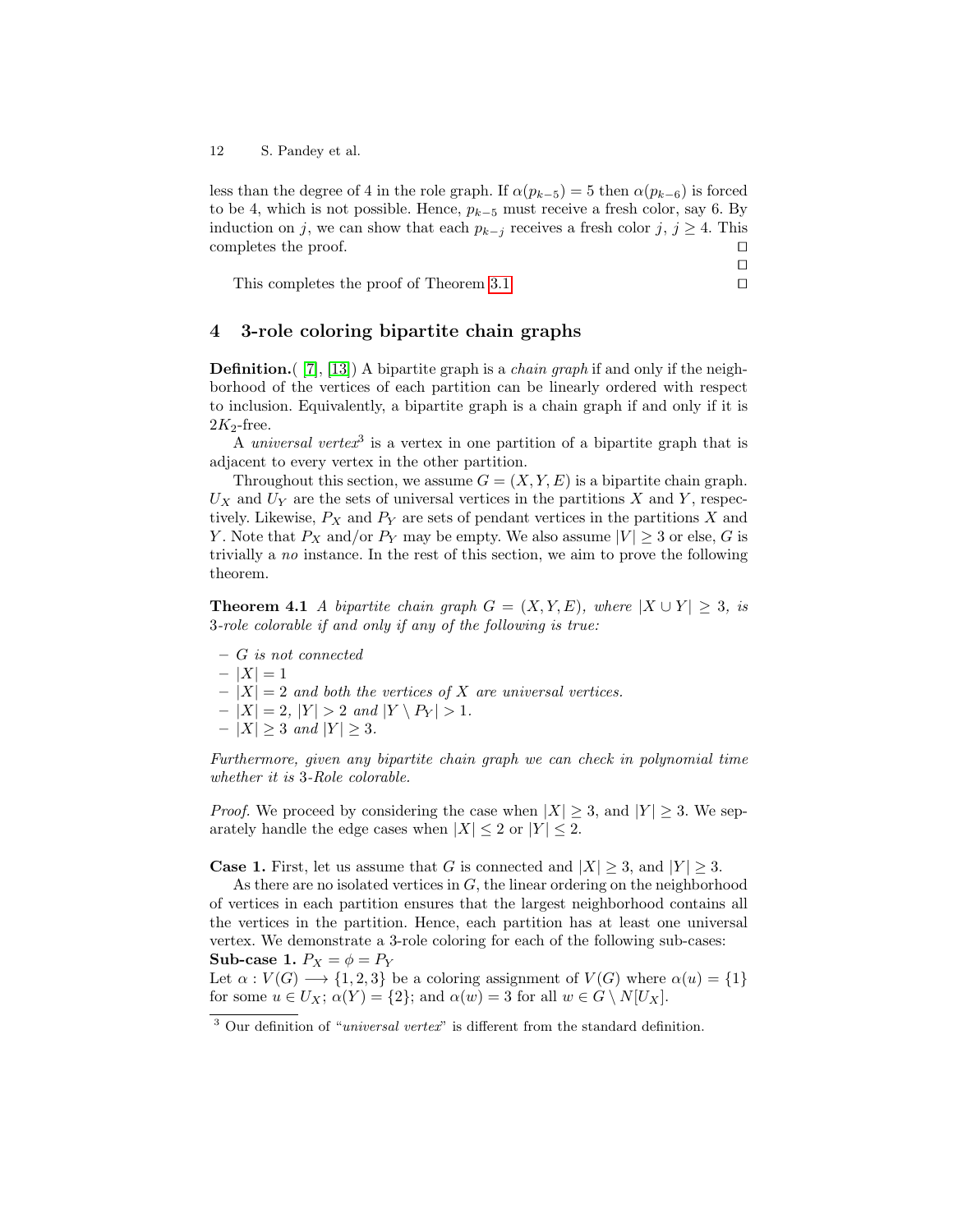less than the degree of 4 in the role graph. If $\alpha(p_{k-5}) = 5$ then $\alpha(p_{k-6})$ is forced to be 4, which is not possible. Hence, $p_{k-5}$ must receive a fresh color, say 6. By induction on $j$, we can show that each $p_{k-j}$ receives a fresh color $j$, $j \geq 4$. This completes the proof. ◻

◻

This completes the proof of Theorem 3.1 ◻

## 4 3-role coloring bipartite chain graphs

**Definition.**( [7], [13]) A bipartite graph is a *chain graph* if and only if the neighborhood of the vertices of each partition can be linearly ordered with respect to inclusion. Equivalently, a bipartite graph is a chain graph if and only if it is $2K_2$-free.

A *universal vertex*[3] is a vertex in one partition of a bipartite graph that is adjacent to every vertex in the other partition.

Throughout this section, we assume $G = (X, Y, E)$ is a bipartite chain graph. $U_X$ and $U_Y$ are the sets of universal vertices in the partitions $X$ and $Y$, respectively. Likewise, $P_X$ and $P_Y$ are sets of pendant vertices in the partitions $X$ and $Y$. Note that $P_X$ and/or $P_Y$ may be empty. We also assume $|V| \geq 3$ or else, $G$ is trivially a *no* instance. In the rest of this section, we aim to prove the following theorem.

**Theorem 4.1** *A bipartite chain graph $G = (X, Y, E)$, where $|X \cup Y| \geq 3$, is 3-role colorable if and only if any of the following is true:*

- *$G$ is not connected*
- *$|X| = 1$*
- *$|X| = 2$ and both the vertices of $X$ are universal vertices.*
- *$|X| = 2$, $|Y| > 2$ and $|Y \setminus P_Y| > 1$.*
- *$|X| \geq 3$ and $|Y| \geq 3$.*

*Furthermore, given any bipartite chain graph we can check in polynomial time whether it is 3-Role colorable.*

*Proof.* We proceed by considering the case when $|X| \geq 3$, and $|Y| \geq 3$. We separately handle the edge cases when $|X| \leq 2$ or $|Y| \leq 2$.

**Case 1.** First, let us assume that $G$ is connected and $|X| \geq 3$, and $|Y| \geq 3$.

As there are no isolated vertices in $G$, the linear ordering on the neighborhood of vertices in each partition ensures that the largest neighborhood contains all the vertices in the partition. Hence, each partition has at least one universal vertex. We demonstrate a 3-role coloring for each of the following sub-cases:
**Sub-case 1.** $P_X = \phi = P_Y$
Let $\alpha : V(G) \longrightarrow \{1, 2, 3\}$ be a coloring assignment of $V(G)$ where $\alpha(u) = \{1\}$ for some $u \in U_X$; $\alpha(Y) = \{2\}$; and $\alpha(w) = 3$ for all $w \in G \setminus N[U_X]$.

[3] Our definition of "*universal vertex*" is different from the standard definition.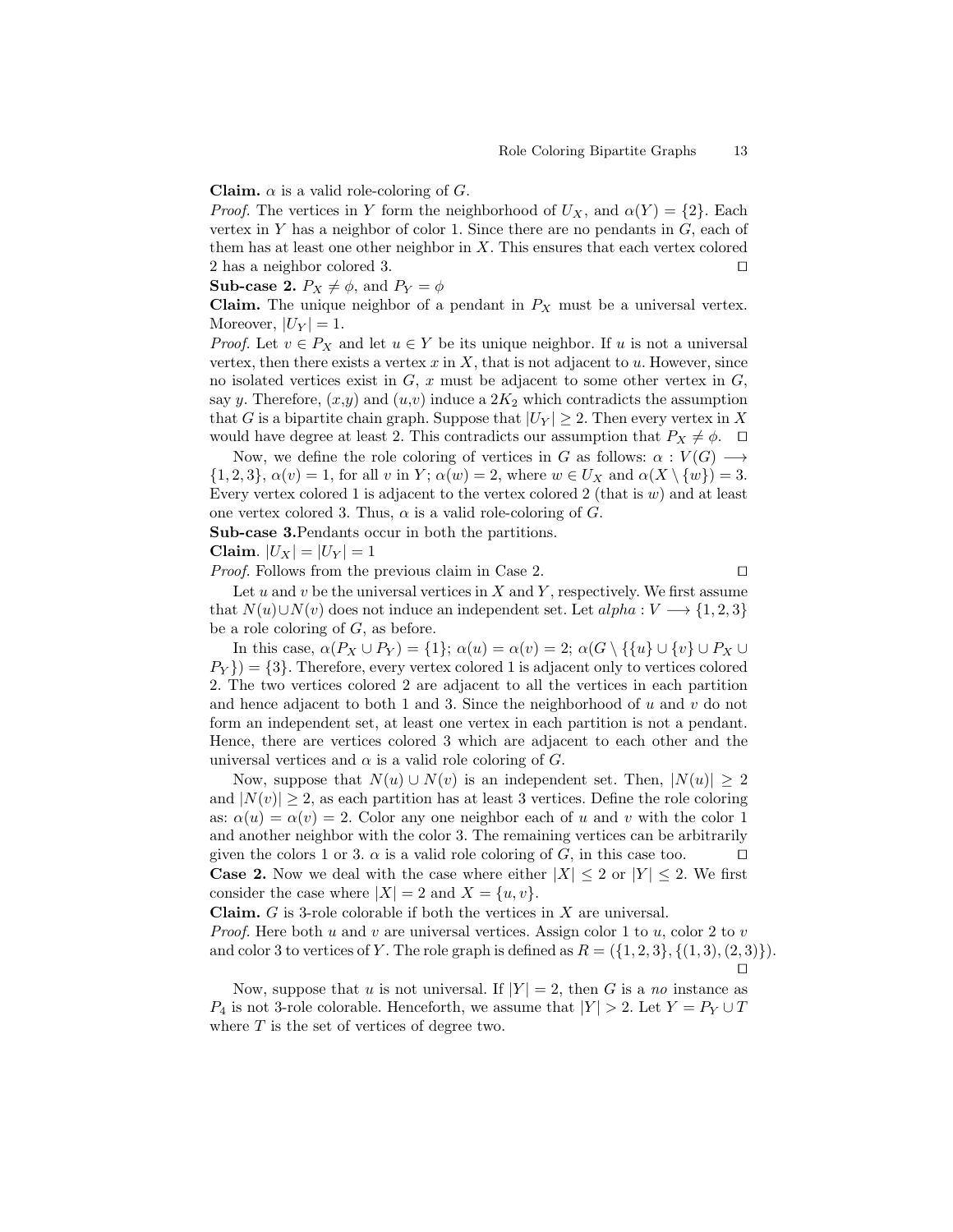**Claim.** $\alpha$ is a valid role-coloring of $G$.

*Proof.* The vertices in $Y$ form the neighborhood of $U_X$, and $\alpha(Y) = \{2\}$. Each vertex in $Y$ has a neighbor of color 1. Since there are no pendants in $G$, each of them has at least one other neighbor in $X$. This ensures that each vertex colored 2 has a neighbor colored 3. □

**Sub-case 2.** $P_X \neq \phi$, and $P_Y = \phi$

**Claim.** The unique neighbor of a pendant in $P_X$ must be a universal vertex. Moreover, $|U_Y| = 1$.

*Proof.* Let $v \in P_X$ and let $u \in Y$ be its unique neighbor. If $u$ is not a universal vertex, then there exists a vertex $x$ in $X$, that is not adjacent to $u$. However, since no isolated vertices exist in $G$, $x$ must be adjacent to some other vertex in $G$, say $y$. Therefore, $(x,y)$ and $(u,v)$ induce a $2K_2$ which contradicts the assumption that $G$ is a bipartite chain graph. Suppose that $|U_Y| \geq 2$. Then every vertex in $X$ would have degree at least 2. This contradicts our assumption that $P_X \neq \phi$. □

Now, we define the role coloring of vertices in $G$ as follows: $\alpha : V(G) \longrightarrow \{1, 2, 3\}$, $\alpha(v) = 1$, for all $v$ in $Y$; $\alpha(w) = 2$, where $w \in U_X$ and $\alpha(X \setminus \{w\}) = 3$. Every vertex colored 1 is adjacent to the vertex colored 2 (that is $w$) and at least one vertex colored 3. Thus, $\alpha$ is a valid role-coloring of $G$.

**Sub-case 3.** Pendants occur in both the partitions.

**Claim**. $|U_X| = |U_Y| = 1$

*Proof.* Follows from the previous claim in Case 2. □

Let $u$ and $v$ be the universal vertices in $X$ and $Y$, respectively. We first assume that $N(u) \cup N(v)$ does not induce an independent set. Let $alpha : V \longrightarrow \{1, 2, 3\}$ be a role coloring of $G$, as before.

In this case, $\alpha(P_X \cup P_Y) = \{1\}$; $\alpha(u) = \alpha(v) = 2$; $\alpha(G \setminus \{\{u\} \cup \{v\} \cup P_X \cup P_Y\}) = \{3\}$. Therefore, every vertex colored 1 is adjacent only to vertices colored 2. The two vertices colored 2 are adjacent to all the vertices in each partition and hence adjacent to both 1 and 3. Since the neighborhood of $u$ and $v$ do not form an independent set, at least one vertex in each partition is not a pendant. Hence, there are vertices colored 3 which are adjacent to each other and the universal vertices and $\alpha$ is a valid role coloring of $G$.

Now, suppose that $N(u) \cup N(v)$ is an independent set. Then, $|N(u)| \geq 2$ and $|N(v)| \geq 2$, as each partition has at least 3 vertices. Define the role coloring as: $\alpha(u) = \alpha(v) = 2$. Color any one neighbor each of $u$ and $v$ with the color 1 and another neighbor with the color 3. The remaining vertices can be arbitrarily given the colors 1 or 3. $\alpha$ is a valid role coloring of $G$, in this case too. □

**Case 2.** Now we deal with the case where either $|X| \leq 2$ or $|Y| \leq 2$. We first consider the case where $|X| = 2$ and $X = \{u, v\}$.

**Claim.** $G$ is 3-role colorable if both the vertices in $X$ are universal.

*Proof.* Here both $u$ and $v$ are universal vertices. Assign color 1 to $u$, color 2 to $v$ and color 3 to vertices of $Y$. The role graph is defined as $R = (\{1, 2, 3\}, \{(1, 3), (2, 3)\})$. □

Now, suppose that $u$ is not universal. If $|Y| = 2$, then $G$ is a *no* instance as $P_4$ is not 3-role colorable. Henceforth, we assume that $|Y| > 2$. Let $Y = P_Y \cup T$ where $T$ is the set of vertices of degree two.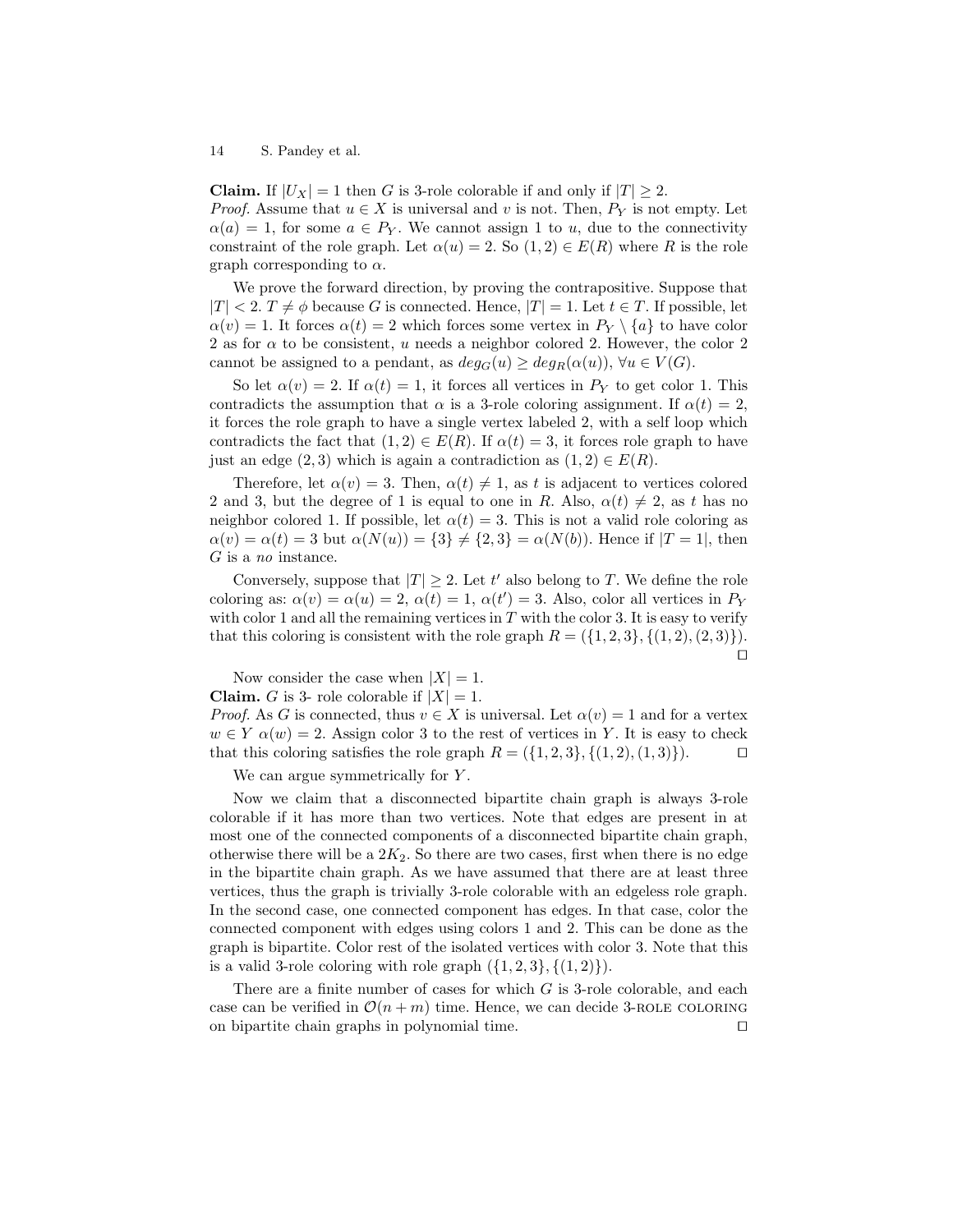**Claim.** If $|U_X| = 1$ then $G$ is 3-role colorable if and only if $|T| \geq 2$.

*Proof.* Assume that $u \in X$ is universal and $v$ is not. Then, $P_Y$ is not empty. Let $\alpha(a) = 1$, for some $a \in P_Y$. We cannot assign 1 to $u$, due to the connectivity constraint of the role graph. Let $\alpha(u) = 2$. So $(1, 2) \in E(R)$ where $R$ is the role graph corresponding to $\alpha$.

We prove the forward direction, by proving the contrapositive. Suppose that $|T| < 2$. $T \neq \phi$ because $G$ is connected. Hence, $|T| = 1$. Let $t \in T$. If possible, let $\alpha(v) = 1$. It forces $\alpha(t) = 2$ which forces some vertex in $P_Y \setminus \{a\}$ to have color 2 as for $\alpha$ to be consistent, $u$ needs a neighbor colored 2. However, the color 2 cannot be assigned to a pendant, as $deg_G(u) \geq deg_R(\alpha(u))$, $\forall u \in V(G)$.

So let $\alpha(v) = 2$. If $\alpha(t) = 1$, it forces all vertices in $P_Y$ to get color 1. This contradicts the assumption that $\alpha$ is a 3-role coloring assignment. If $\alpha(t) = 2$, it forces the role graph to have a single vertex labeled 2, with a self loop which contradicts the fact that $(1, 2) \in E(R)$. If $\alpha(t) = 3$, it forces role graph to have just an edge $(2, 3)$ which is again a contradiction as $(1, 2) \in E(R)$.

Therefore, let $\alpha(v) = 3$. Then, $\alpha(t) \neq 1$, as $t$ is adjacent to vertices colored 2 and 3, but the degree of 1 is equal to one in $R$. Also, $\alpha(t) \neq 2$, as $t$ has no neighbor colored 1. If possible, let $\alpha(t) = 3$. This is not a valid role coloring as $\alpha(v) = \alpha(t) = 3$ but $\alpha(N(u)) = \{3\} \neq \{2, 3\} = \alpha(N(b))$. Hence if $|T = 1|$, then $G$ is a *no* instance.

Conversely, suppose that $|T| \geq 2$. Let $t'$ also belong to $T$. We define the role coloring as: $\alpha(v) = \alpha(u) = 2$, $\alpha(t) = 1$, $\alpha(t') = 3$. Also, color all vertices in $P_Y$ with color 1 and all the remaining vertices in $T$ with the color 3. It is easy to verify that this coloring is consistent with the role graph $R = (\{1, 2, 3\}, \{(1, 2), (2, 3)\})$. ◻

Now consider the case when $|X| = 1$.

**Claim.** $G$ is 3- role colorable if $|X| = 1$.

*Proof.* As $G$ is connected, thus $v \in X$ is universal. Let $\alpha(v) = 1$ and for a vertex $w \in Y$ $\alpha(w) = 2$. Assign color 3 to the rest of vertices in $Y$. It is easy to check that this coloring satisfies the role graph $R = (\{1, 2, 3\}, \{(1, 2), (1, 3)\})$. ◻

We can argue symmetrically for $Y$.

Now we claim that a disconnected bipartite chain graph is always 3-role colorable if it has more than two vertices. Note that edges are present in at most one of the connected components of a disconnected bipartite chain graph, otherwise there will be a $2K_2$. So there are two cases, first when there is no edge in the bipartite chain graph. As we have assumed that there are at least three vertices, thus the graph is trivially 3-role colorable with an edgeless role graph. In the second case, one connected component has edges. In that case, color the connected component with edges using colors 1 and 2. This can be done as the graph is bipartite. Color rest of the isolated vertices with color 3. Note that this is a valid 3-role coloring with role graph $(\{1, 2, 3\}, \{(1, 2)\})$.

There are a finite number of cases for which $G$ is 3-role colorable, and each case can be verified in $\mathcal{O}(n + m)$ time. Hence, we can decide 3-ROLE COLORING on bipartite chain graphs in polynomial time. ◻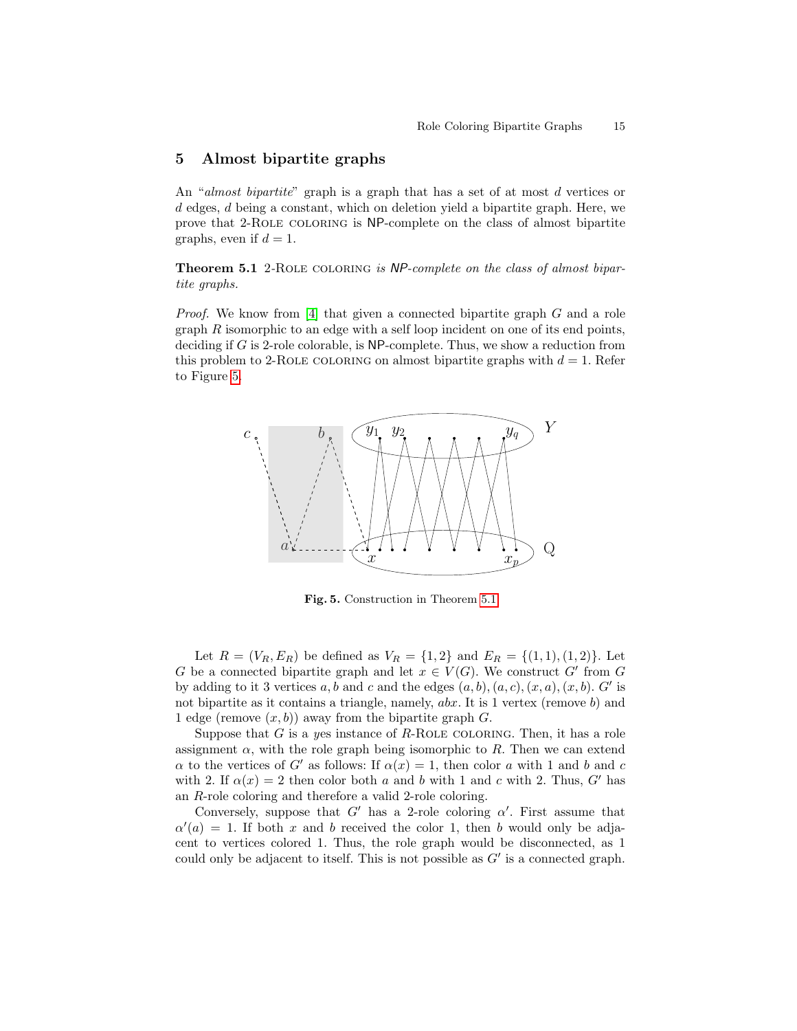## 5 Almost bipartite graphs

An "*almost bipartite*" graph is a graph that has a set of at most $d$ vertices or $d$ edges, $d$ being a constant, which on deletion yield a bipartite graph. Here, we prove that 2-Role coloring is NP-complete on the class of almost bipartite graphs, even if $d = 1$.

**Theorem 5.1** 2-Role coloring *is NP-complete on the class of almost bipartite graphs.*

*Proof.* We know from [4] that given a connected bipartite graph $G$ and a role graph $R$ isomorphic to an edge with a self loop incident on one of its end points, deciding if $G$ is 2-role colorable, is NP-complete. Thus, we show a reduction from this problem to 2-Role coloring on almost bipartite graphs with $d = 1$. Refer to Figure 5.

**Fig. 5.** Construction in Theorem 5.1

Let $R = (V_R, E_R)$ be defined as $V_R = \{1, 2\}$ and $E_R = \{(1, 1), (1, 2)\}$. Let $G$ be a connected bipartite graph and let $x \in V(G)$. We construct $G'$ from $G$ by adding to it 3 vertices $a, b$ and $c$ and the edges $(a, b), (a, c), (x, a), (x, b)$. $G'$ is not bipartite as it contains a triangle, namely, $abx$. It is 1 vertex (remove $b$) and 1 edge (remove $(x, b)$) away from the bipartite graph $G$.

Suppose that $G$ is a *yes* instance of $R$-Role coloring. Then, it has a role assignment $\alpha$, with the role graph being isomorphic to $R$. Then we can extend $\alpha$ to the vertices of $G'$ as follows: If $\alpha(x) = 1$, then color $a$ with 1 and $b$ and $c$ with 2. If $\alpha(x) = 2$ then color both $a$ and $b$ with 1 and $c$ with 2. Thus, $G'$ has an $R$-role coloring and therefore a valid 2-role coloring.

Conversely, suppose that $G'$ has a 2-role coloring $\alpha'$. First assume that $\alpha'(a) = 1$. If both $x$ and $b$ received the color 1, then $b$ would only be adjacent to vertices colored 1. Thus, the role graph would be disconnected, as 1 could only be adjacent to itself. This is not possible as $G'$ is a connected graph.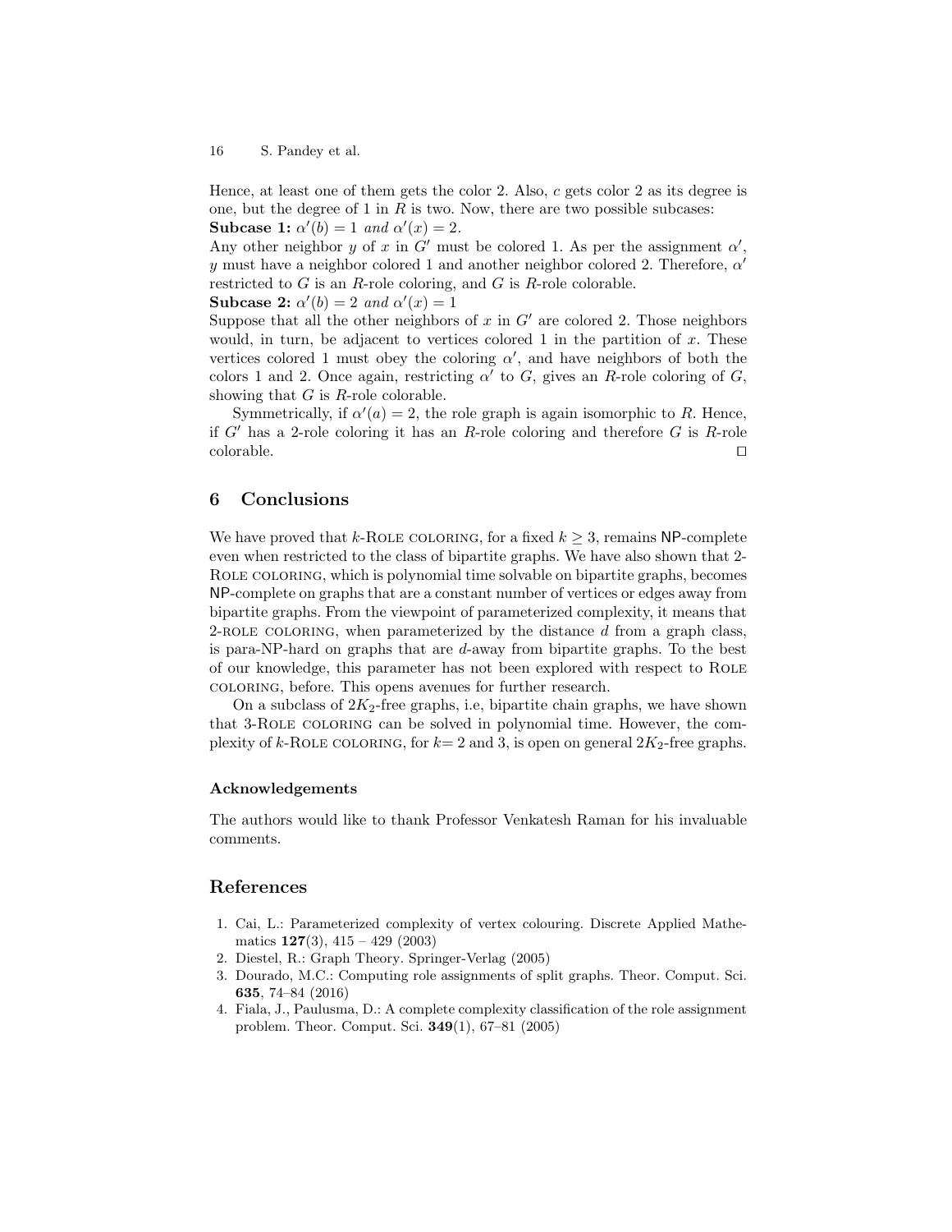Hence, at least one of them gets the color 2. Also, $c$ gets color 2 as its degree is one, but the degree of 1 in $R$ is two. Now, there are two possible subcases:

**Subcase 1:** $\alpha'(b) = 1$ *and* $\alpha'(x) = 2$.

Any other neighbor $y$ of $x$ in $G'$ must be colored 1. As per the assignment $\alpha'$, $y$ must have a neighbor colored 1 and another neighbor colored 2. Therefore, $\alpha'$ restricted to $G$ is an $R$-role coloring, and $G$ is $R$-role colorable.

**Subcase 2:** $\alpha'(b) = 2$ *and* $\alpha'(x) = 1$

Suppose that all the other neighbors of $x$ in $G'$ are colored 2. Those neighbors would, in turn, be adjacent to vertices colored 1 in the partition of $x$. These vertices colored 1 must obey the coloring $\alpha'$, and have neighbors of both the colors 1 and 2. Once again, restricting $\alpha'$ to $G$, gives an $R$-role coloring of $G$, showing that $G$ is $R$-role colorable.

Symmetrically, if $\alpha'(a) = 2$, the role graph is again isomorphic to $R$. Hence, if $G'$ has a 2-role coloring it has an $R$-role coloring and therefore $G$ is $R$-role colorable. □

## 6 Conclusions

We have proved that $k$-Role coloring, for a fixed $k \geq 3$, remains NP-complete even when restricted to the class of bipartite graphs. We have also shown that 2-Role coloring, which is polynomial time solvable on bipartite graphs, becomes NP-complete on graphs that are a constant number of vertices or edges away from bipartite graphs. From the viewpoint of parameterized complexity, it means that 2-role coloring, when parameterized by the distance $d$ from a graph class, is para-NP-hard on graphs that are $d$-away from bipartite graphs. To the best of our knowledge, this parameter has not been explored with respect to Role coloring, before. This opens avenues for further research.

On a subclass of $2K_2$-free graphs, i.e, bipartite chain graphs, we have shown that 3-Role coloring can be solved in polynomial time. However, the complexity of $k$-Role coloring, for $k$= 2 and 3, is open on general $2K_2$-free graphs.

### Acknowledgements

The authors would like to thank Professor Venkatesh Raman for his invaluable comments.

## References

1. Cai, L.: Parameterized complexity of vertex colouring. Discrete Applied Mathematics **127**(3), 415 – 429 (2003)
2. Diestel, R.: Graph Theory. Springer-Verlag (2005)
3. Dourado, M.C.: Computing role assignments of split graphs. Theor. Comput. Sci. **635**, 74–84 (2016)
4. Fiala, J., Paulusma, D.: A complete complexity classification of the role assignment problem. Theor. Comput. Sci. **349**(1), 67–81 (2005)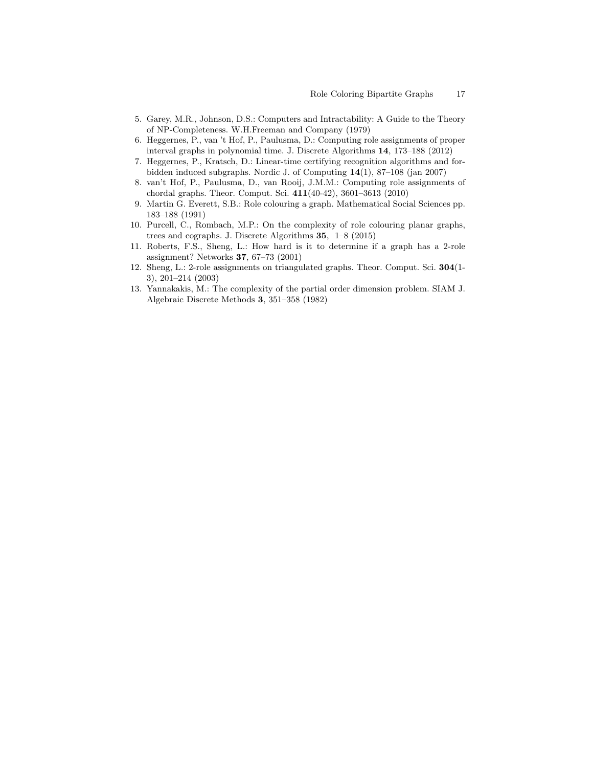5. Garey, M.R., Johnson, D.S.: Computers and Intractability: A Guide to the Theory of NP-Completeness. W.H.Freeman and Company (1979)
6. Heggernes, P., van 't Hof, P., Paulusma, D.: Computing role assignments of proper interval graphs in polynomial time. J. Discrete Algorithms **14**, 173–188 (2012)
7. Heggernes, P., Kratsch, D.: Linear-time certifying recognition algorithms and forbidden induced subgraphs. Nordic J. of Computing **14**(1), 87–108 (jan 2007)
8. van't Hof, P., Paulusma, D., van Rooij, J.M.M.: Computing role assignments of chordal graphs. Theor. Comput. Sci. **411**(40-42), 3601–3613 (2010)
9. Martin G. Everett, S.B.: Role colouring a graph. Mathematical Social Sciences pp. 183–188 (1991)
10. Purcell, C., Rombach, M.P.: On the complexity of role colouring planar graphs, trees and cographs. J. Discrete Algorithms **35**, 1–8 (2015)
11. Roberts, F.S., Sheng, L.: How hard is it to determine if a graph has a 2-role assignment? Networks **37**, 67–73 (2001)
12. Sheng, L.: 2-role assignments on triangulated graphs. Theor. Comput. Sci. **304**(1-3), 201–214 (2003)
13. Yannakakis, M.: The complexity of the partial order dimension problem. SIAM J. Algebraic Discrete Methods **3**, 351–358 (1982)